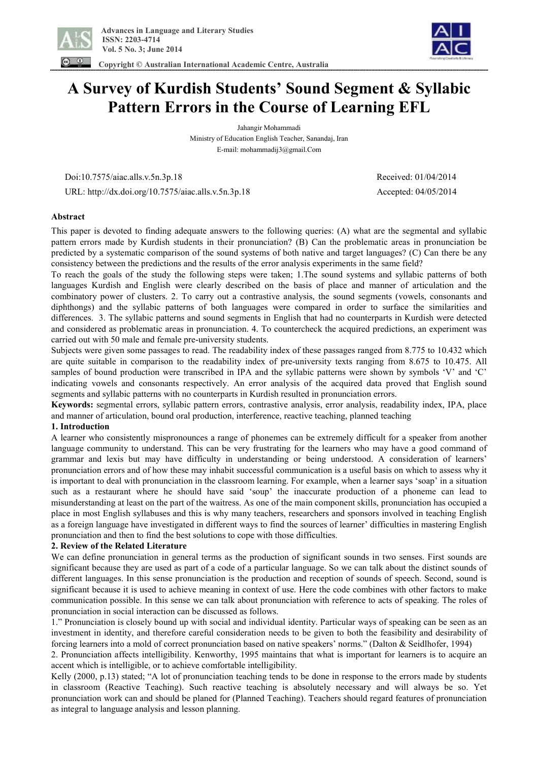# A Survey of Kurdish Students' Sound Segment & Syllabic Pattern Errors in the Course of Learning EFL

Jahangir Mohammadi

Ministry of Education English Teacher, Sanandaj, Iran

E-mail: mohammadij3@gmail.Com

Doi:10.7575/aiac.alls.v.5n.3p.18 Received: 01/04/2014

URL: http://dx.doi.org/10.7575/aiac.alls.v.5n.3p.18 Accepted: 04/05/2014

**Abstract**

This paper is devoted to finding adequate answers to the following queries: (A) what are the segmental and syllabic pattern errors made by Kurdish students in their pronunciation? (B) Can the problematic areas in pronunciation be predicted by a systematic comparison of the sound systems of both native and target languages? (C) Can there be any consistency between the predictions and the results of the error analysis experiments in the same field?

To reach the goals of the study the following steps were taken; 1.The sound systems and syllabic patterns of both languages Kurdish and English were clearly described on the basis of place and manner of articulation and the combinatory power of clusters. 2. To carry out a contrastive analysis, the sound segments (vowels, consonants and diphthongs) and the syllabic patterns of both languages were compared in order to surface the similarities and differences. 3. The syllabic patterns and sound segments in English that had no counterparts in Kurdish were detected and considered as problematic areas in pronunciation. 4. To countercheck the acquired predictions, an experiment was carried out with 50 male and female pre-university students.

Subjects were given some passages to read. The readability index of these passages ranged from 8.775 to 10.432 which are quite suitable in comparison to the readability index of pre-university texts ranging from 8.675 to 10.475. All samples of bound production were transcribed in IPA and the syllabic patterns were shown by symbols 'V' and 'C' indicating vowels and consonants respectively. An error analysis of the acquired data proved that English sound segments and syllabic patterns with no counterparts in Kurdish resulted in pronunciation errors.

**Keywords:** segmental errors, syllabic pattern errors, contrastive analysis, error analysis, readability index, IPA, place and manner of articulation, bound oral production, interference, reactive teaching, planned teaching

## 1. Introduction

A learner who consistently mispronounces a range of phonemes can be extremely difficult for a speaker from another language community to understand. This can be very frustrating for the learners who may have a good command of grammar and lexis but may have difficulty in understanding or being understood. A consideration of learners' pronunciation errors and of how these may inhabit successful communication is a useful basis on which to assess why it is important to deal with pronunciation in the classroom learning. For example, when a learner says 'soap' in a situation such as a restaurant where he should have said 'soup' the inaccurate production of a phoneme can lead to misunderstanding at least on the part of the waitress. As one of the main component skills, pronunciation has occupied a place in most English syllabuses and this is why many teachers, researchers and sponsors involved in teaching English as a foreign language have investigated in different ways to find the sources of learner' difficulties in mastering English pronunciation and then to find the best solutions to cope with those difficulties.

## 2. Review of the Related Literature

We can define pronunciation in general terms as the production of significant sounds in two senses. First sounds are significant because they are used as part of a code of a particular language. So we can talk about the distinct sounds of different languages. In this sense pronunciation is the production and reception of sounds of speech. Second, sound is significant because it is used to achieve meaning in context of use. Here the code combines with other factors to make communication possible. In this sense we can talk about pronunciation with reference to acts of speaking. The roles of pronunciation in social interaction can be discussed as follows.

1." Pronunciation is closely bound up with social and individual identity. Particular ways of speaking can be seen as an investment in identity, and therefore careful consideration needs to be given to both the feasibility and desirability of forcing learners into a mold of correct pronunciation based on native speakers' norms." (Dalton & Seidlhofer, 1994)

2. Pronunciation affects intelligibility. Kenworthy, 1995 maintains that what is important for learners is to acquire an accent which is intelligible, or to achieve comfortable intelligibility.

Kelly (2000, p.13) stated; "A lot of pronunciation teaching tends to be done in response to the errors made by students in classroom (Reactive Teaching). Such reactive teaching is absolutely necessary and will always be so. Yet pronunciation work can and should be planed for (Planned Teaching). Teachers should regard features of pronunciation as integral to language analysis and lesson planning.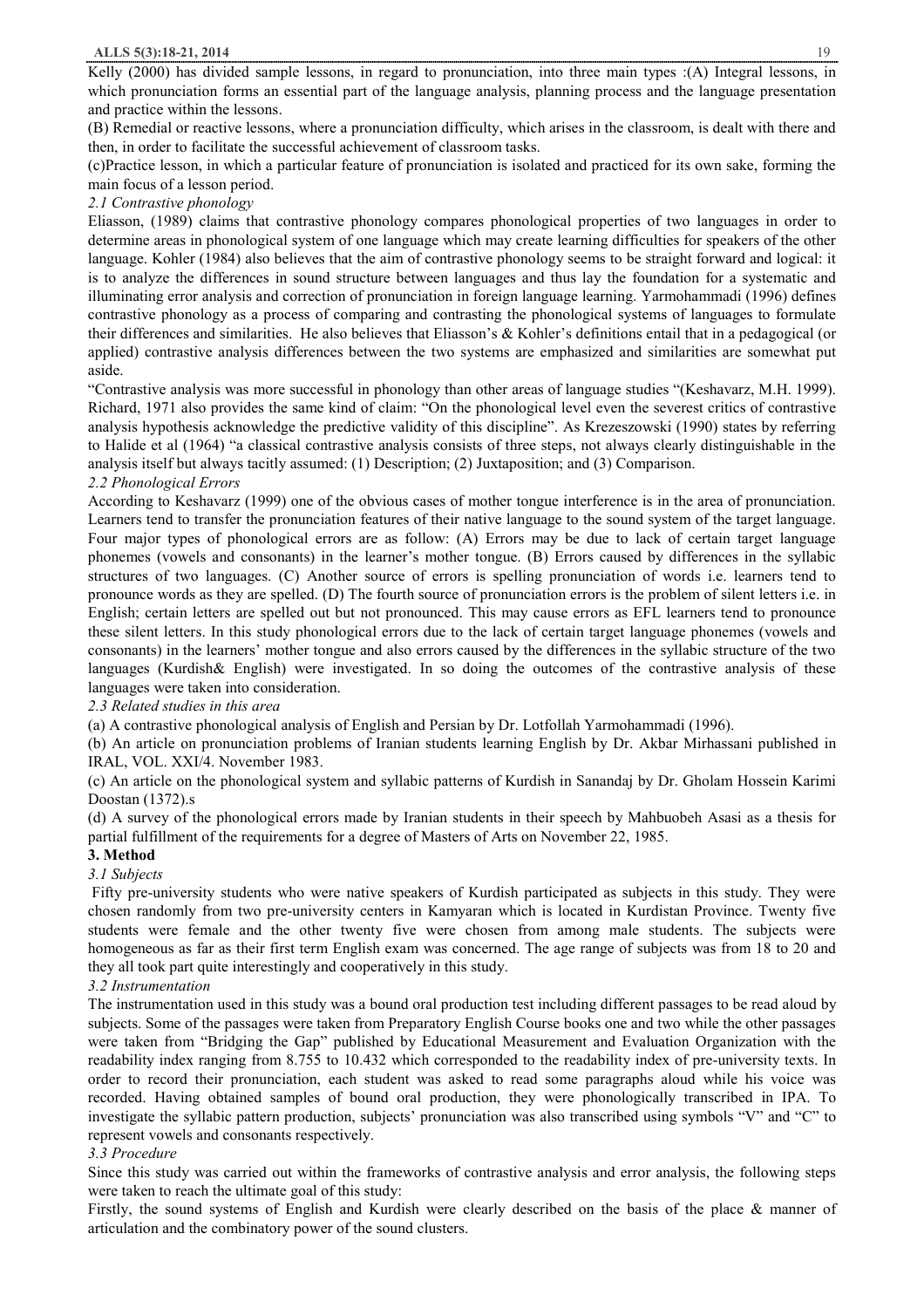Kelly (2000) has divided sample lessons, in regard to pronunciation, into three main types :(A) Integral lessons, in which pronunciation forms an essential part of the language analysis, planning process and the language presentation and practice within the lessons.

(B) Remedial or reactive lessons, where a pronunciation difficulty, which arises in the classroom, is dealt with there and then, in order to facilitate the successful achievement of classroom tasks.

(c)Practice lesson, in which a particular feature of pronunciation is isolated and practiced for its own sake, forming the main focus of a lesson period.

*2.1 Contrastive phonology*

Eliasson, (1989) claims that contrastive phonology compares phonological properties of two languages in order to determine areas in phonological system of one language which may create learning difficulties for speakers of the other language. Kohler (1984) also believes that the aim of contrastive phonology seems to be straight forward and logical: it is to analyze the differences in sound structure between languages and thus lay the foundation for a systematic and illuminating error analysis and correction of pronunciation in foreign language learning. Yarmohammadi (1996) defines contrastive phonology as a process of comparing and contrasting the phonological systems of languages to formulate their differences and similarities. He also believes that Eliasson's & Kohler's definitions entail that in a pedagogical (or applied) contrastive analysis differences between the two systems are emphasized and similarities are somewhat put aside.

"Contrastive analysis was more successful in phonology than other areas of language studies "(Keshavarz, M.H. 1999). Richard, 1971 also provides the same kind of claim: "On the phonological level even the severest critics of contrastive analysis hypothesis acknowledge the predictive validity of this discipline". As Krezeszowski (1990) states by referring to Halide et al (1964) "a classical contrastive analysis consists of three steps, not always clearly distinguishable in the analysis itself but always tacitly assumed: (1) Description; (2) Juxtaposition; and (3) Comparison.

*2.2 Phonological Errors*

According to Keshavarz (1999) one of the obvious cases of mother tongue interference is in the area of pronunciation. Learners tend to transfer the pronunciation features of their native language to the sound system of the target language. Four major types of phonological errors are as follow: (A) Errors may be due to lack of certain target language phonemes (vowels and consonants) in the learner's mother tongue. (B) Errors caused by differences in the syllabic structures of two languages. (C) Another source of errors is spelling pronunciation of words i.e. learners tend to pronounce words as they are spelled. (D) The fourth source of pronunciation errors is the problem of silent letters i.e. in English; certain letters are spelled out but not pronounced. This may cause errors as EFL learners tend to pronounce these silent letters. In this study phonological errors due to the lack of certain target language phonemes (vowels and consonants) in the learners' mother tongue and also errors caused by the differences in the syllabic structure of the two languages (Kurdish& English) were investigated. In so doing the outcomes of the contrastive analysis of these languages were taken into consideration.

*2.3 Related studies in this area*

(a) A contrastive phonological analysis of English and Persian by Dr. Lotfollah Yarmohammadi (1996).

(b) An article on pronunciation problems of Iranian students learning English by Dr. Akbar Mirhassani published in IRAL, VOL. XXI/4. November 1983.

(c) An article on the phonological system and syllabic patterns of Kurdish in Sanandaj by Dr. Gholam Hossein Karimi Doostan (1372).s

(d) A survey of the phonological errors made by Iranian students in their speech by Mahbuobeh Asasi as a thesis for partial fulfillment of the requirements for a degree of Masters of Arts on November 22, 1985.

## 3. Method

*3.1 Subjects*

Fifty pre-university students who were native speakers of Kurdish participated as subjects in this study. They were chosen randomly from two pre-university centers in Kamyaran which is located in Kurdistan Province. Twenty five students were female and the other twenty five were chosen from among male students. The subjects were homogeneous as far as their first term English exam was concerned. The age range of subjects was from 18 to 20 and they all took part quite interestingly and cooperatively in this study.

*3.2 Instrumentation*

The instrumentation used in this study was a bound oral production test including different passages to be read aloud by subjects. Some of the passages were taken from Preparatory English Course books one and two while the other passages were taken from "Bridging the Gap" published by Educational Measurement and Evaluation Organization with the readability index ranging from 8.755 to 10.432 which corresponded to the readability index of pre-university texts. In order to record their pronunciation, each student was asked to read some paragraphs aloud while his voice was recorded. Having obtained samples of bound oral production, they were phonologically transcribed in IPA. To investigate the syllabic pattern production, subjects' pronunciation was also transcribed using symbols "V" and "C" to represent vowels and consonants respectively.

*3.3 Procedure*

Since this study was carried out within the frameworks of contrastive analysis and error analysis, the following steps were taken to reach the ultimate goal of this study:

Firstly, the sound systems of English and Kurdish were clearly described on the basis of the place & manner of articulation and the combinatory power of the sound clusters.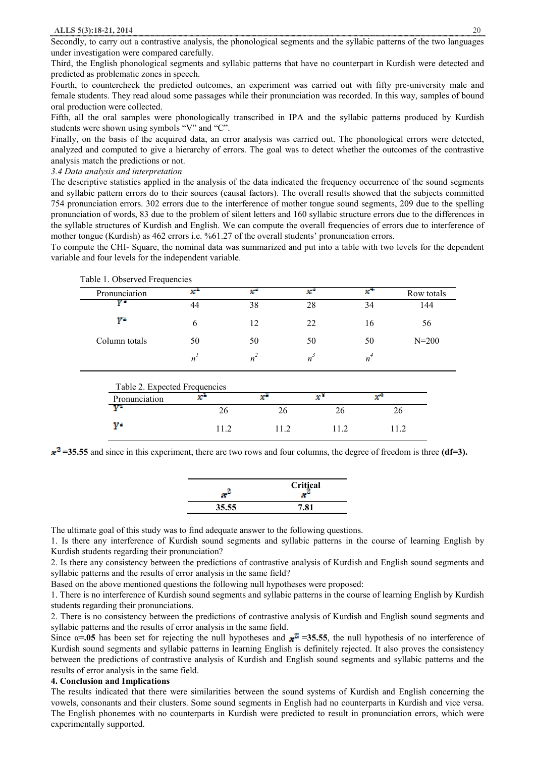Secondly, to carry out a contrastive analysis, the phonological segments and the syllabic patterns of the two languages under investigation were compared carefully.

Third, the English phonological segments and syllabic patterns that have no counterpart in Kurdish were detected and predicted as problematic zones in speech.

Fourth, to countercheck the predicted outcomes, an experiment was carried out with fifty pre-university male and female students. They read aloud some passages while their pronunciation was recorded. In this way, samples of bound oral production were collected.

Fifth, all the oral samples were phonologically transcribed in IPA and the syllabic patterns produced by Kurdish students were shown using symbols "V" and "C".

Finally, on the basis of the acquired data, an error analysis was carried out. The phonological errors were detected, analyzed and computed to give a hierarchy of errors. The goal was to detect whether the outcomes of the contrastive analysis match the predictions or not.

*3.4 Data analysis and interpretation*

The descriptive statistics applied in the analysis of the data indicated the frequency occurrence of the sound segments and syllabic pattern errors do to their sources (causal factors). The overall results showed that the subjects committed 754 pronunciation errors. 302 errors due to the interference of mother tongue sound segments, 209 due to the spelling pronunciation of words, 83 due to the problem of silent letters and 160 syllabic structure errors due to the differences in the syllable structures of Kurdish and English. We can compute the overall frequencies of errors due to interference of mother tongue (Kurdish) as 462 errors i.e. %61.27 of the overall students' pronunciation errors.

To compute the CHI- Square, the nominal data was summarized and put into a table with two levels for the dependent variable and four levels for the independent variable.

Table 1. Observed Frequencies

| Pronunciation | $x^1$ | $x^2$ | $x^3$ | $x^4$ | Row totals |
|---|---|---|---|---|---|
| $Y^1$ | 44 | 38 | 28 | 34 | 144 |
| $Y^2$ | 6 | 12 | 22 | 16 | 56 |
| Column totals | 50 | 50 | 50 | 50 | N=200 |
| | $n^1$ | $n^2$ | $n^3$ | $n^4$ | |

Table 2. Expected Frequencies

| Pronunciation | $x^1$ | $x^2$ | $x^3$ | $x^4$ |
|---|---|---|---|---|
| $Y^1$ | 26 | 26 | 26 | 26 |
| $Y^2$ | 11.2 | 11.2 | 11.2 | 11.2 |

$x^2$ **=35.55** and since in this experiment, there are two rows and four columns, the degree of freedom is three **(df=3).**

| $x^2$ | **Critical $x^2$** |
|---|---|
| **35.55** | **7.81** |

The ultimate goal of this study was to find adequate answer to the following questions.

1. Is there any interference of Kurdish sound segments and syllabic patterns in the course of learning English by Kurdish students regarding their pronunciation?
2. Is there any consistency between the predictions of contrastive analysis of Kurdish and English sound segments and syllabic patterns and the results of error analysis in the same field?

Based on the above mentioned questions the following null hypotheses were proposed:

1. There is no interference of Kurdish sound segments and syllabic patterns in the course of learning English by Kurdish students regarding their pronunciations.
2. There is no consistency between the predictions of contrastive analysis of Kurdish and English sound segments and syllabic patterns and the results of error analysis in the same field.

Since $\alpha$**=.05** has been set for rejecting the null hypotheses and $x^2$ **=35.55**, the null hypothesis of no interference of Kurdish sound segments and syllabic patterns in learning English is definitely rejected. It also proves the consistency between the predictions of contrastive analysis of Kurdish and English sound segments and syllabic patterns and the results of error analysis in the same field.

## 4. Conclusion and Implications

The results indicated that there were similarities between the sound systems of Kurdish and English concerning the vowels, consonants and their clusters. Some sound segments in English had no counterparts in Kurdish and vice versa. The English phonemes with no counterparts in Kurdish were predicted to result in pronunciation errors, which were experimentally supported.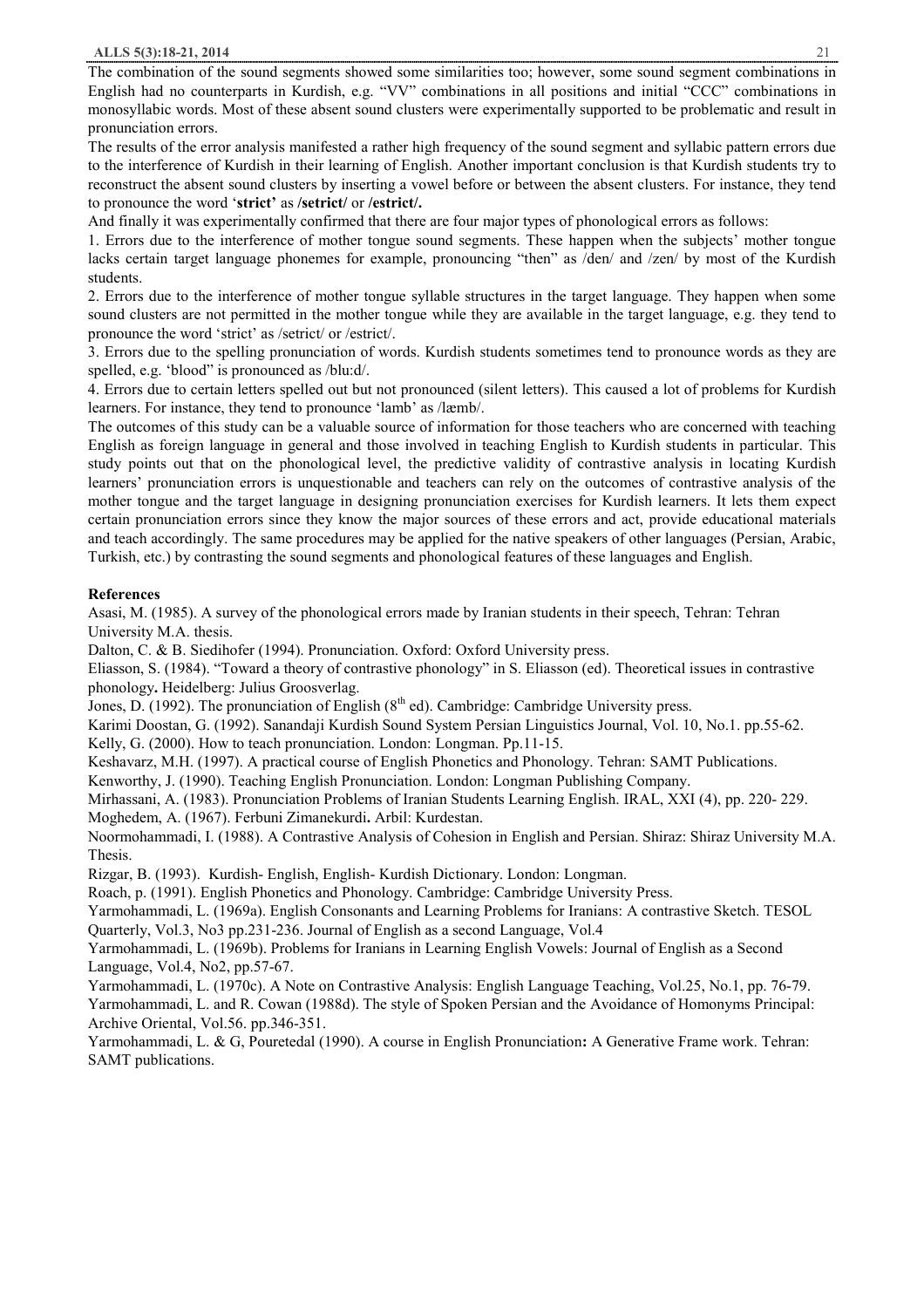The combination of the sound segments showed some similarities too; however, some sound segment combinations in English had no counterparts in Kurdish, e.g. "VV" combinations in all positions and initial "CCC" combinations in monosyllabic words. Most of these absent sound clusters were experimentally supported to be problematic and result in pronunciation errors.

The results of the error analysis manifested a rather high frequency of the sound segment and syllabic pattern errors due to the interference of Kurdish in their learning of English. Another important conclusion is that Kurdish students try to reconstruct the absent sound clusters by inserting a vowel before or between the absent clusters. For instance, they tend to pronounce the word '**strict'** as **/setrict/** or **/estrict/.**

And finally it was experimentally confirmed that there are four major types of phonological errors as follows:

1. Errors due to the interference of mother tongue sound segments. These happen when the subjects' mother tongue lacks certain target language phonemes for example, pronouncing "then" as /den/ and /zen/ by most of the Kurdish students.
2. Errors due to the interference of mother tongue syllable structures in the target language. They happen when some sound clusters are not permitted in the mother tongue while they are available in the target language, e.g. they tend to pronounce the word 'strict' as /setrict/ or /estrict/.
3. Errors due to the spelling pronunciation of words. Kurdish students sometimes tend to pronounce words as they are spelled, e.g. 'blood" is pronounced as /blu:d/.
4. Errors due to certain letters spelled out but not pronounced (silent letters). This caused a lot of problems for Kurdish learners. For instance, they tend to pronounce 'lamb' as /læmb/.

The outcomes of this study can be a valuable source of information for those teachers who are concerned with teaching English as foreign language in general and those involved in teaching English to Kurdish students in particular. This study points out that on the phonological level, the predictive validity of contrastive analysis in locating Kurdish learners' pronunciation errors is unquestionable and teachers can rely on the outcomes of contrastive analysis of the mother tongue and the target language in designing pronunciation exercises for Kurdish learners. It lets them expect certain pronunciation errors since they know the major sources of these errors and act, provide educational materials and teach accordingly. The same procedures may be applied for the native speakers of other languages (Persian, Arabic, Turkish, etc.) by contrasting the sound segments and phonological features of these languages and English.

## References

Asasi, M. (1985). A survey of the phonological errors made by Iranian students in their speech, Tehran: Tehran University M.A. thesis.

Dalton, C. & B. Siedihofer (1994). Pronunciation. Oxford: Oxford University press.

Eliasson, S. (1984). "Toward a theory of contrastive phonology" in S. Eliasson (ed). Theoretical issues in contrastive phonology**.** Heidelberg: Julius Groosverlag.

Jones, D. (1992). The pronunciation of English (8th ed). Cambridge: Cambridge University press.

Karimi Doostan, G. (1992). Sanandaji Kurdish Sound System Persian Linguistics Journal, Vol. 10, No.1. pp.55-62.

Kelly, G. (2000). How to teach pronunciation. London: Longman. Pp.11-15.

Keshavarz, M.H. (1997). A practical course of English Phonetics and Phonology. Tehran: SAMT Publications.

Kenworthy, J. (1990). Teaching English Pronunciation. London: Longman Publishing Company.

Mirhassani, A. (1983). Pronunciation Problems of Iranian Students Learning English. IRAL, XXI (4), pp. 220- 229.

Moghedem, A. (1967). Ferbuni Zimanekurdi**.** Arbil: Kurdestan.

Noormohammadi, I. (1988). A Contrastive Analysis of Cohesion in English and Persian. Shiraz: Shiraz University M.A. Thesis.

Rizgar, B. (1993). Kurdish- English, English- Kurdish Dictionary. London: Longman.

Roach, p. (1991). English Phonetics and Phonology. Cambridge: Cambridge University Press.

Yarmohammadi, L. (1969a). English Consonants and Learning Problems for Iranians: A contrastive Sketch. TESOL Quarterly, Vol.3, No3 pp.231-236. Journal of English as a second Language, Vol.4

Yarmohammadi, L. (1969b). Problems for Iranians in Learning English Vowels: Journal of English as a Second Language, Vol.4, No2, pp.57-67.

Yarmohammadi, L. (1970c). A Note on Contrastive Analysis: English Language Teaching, Vol.25, No.1, pp. 76-79.

Yarmohammadi, L. and R. Cowan (1988d). The style of Spoken Persian and the Avoidance of Homonyms Principal: Archive Oriental, Vol.56. pp.346-351.

Yarmohammadi, L. & G, Pouretedal (1990). A course in English Pronunciation**:** A Generative Frame work. Tehran: SAMT publications.